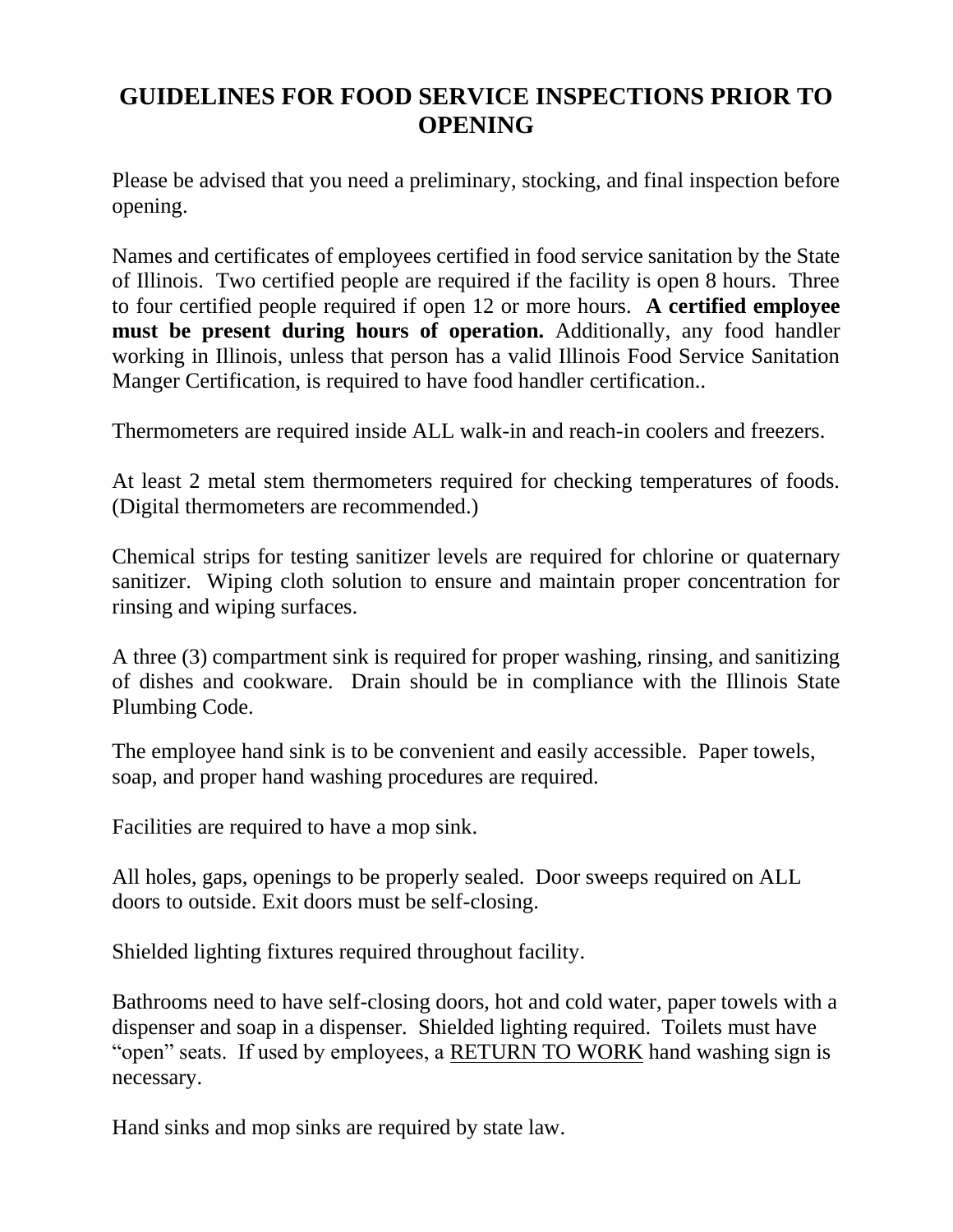# GUIDELINES FOR FOOD SERVICE INSPECTIONS PRIOR TO OPENING

Please be advised that you need a preliminary, stocking, and final inspection before opening.

Names and certificates of employees certified in food service sanitation by the State of Illinois. Two certified people are required if the facility is open 8 hours. Three to four certified people required if open 12 or more hours. **A certified employee must be present during hours of operation.** Additionally, any food handler working in Illinois, unless that person has a valid Illinois Food Service Sanitation Manger Certification, is required to have food handler certification..

Thermometers are required inside ALL walk-in and reach-in coolers and freezers.

At least 2 metal stem thermometers required for checking temperatures of foods. (Digital thermometers are recommended.)

Chemical strips for testing sanitizer levels are required for chlorine or quaternary sanitizer. Wiping cloth solution to ensure and maintain proper concentration for rinsing and wiping surfaces.

A three (3) compartment sink is required for proper washing, rinsing, and sanitizing of dishes and cookware. Drain should be in compliance with the Illinois State Plumbing Code.

The employee hand sink is to be convenient and easily accessible. Paper towels, soap, and proper hand washing procedures are required.

Facilities are required to have a mop sink.

All holes, gaps, openings to be properly sealed. Door sweeps required on ALL doors to outside. Exit doors must be self-closing.

Shielded lighting fixtures required throughout facility.

Bathrooms need to have self-closing doors, hot and cold water, paper towels with a dispenser and soap in a dispenser. Shielded lighting required. Toilets must have "open" seats. If used by employees, a <u>RETURN TO WORK</u> hand washing sign is necessary.

Hand sinks and mop sinks are required by state law.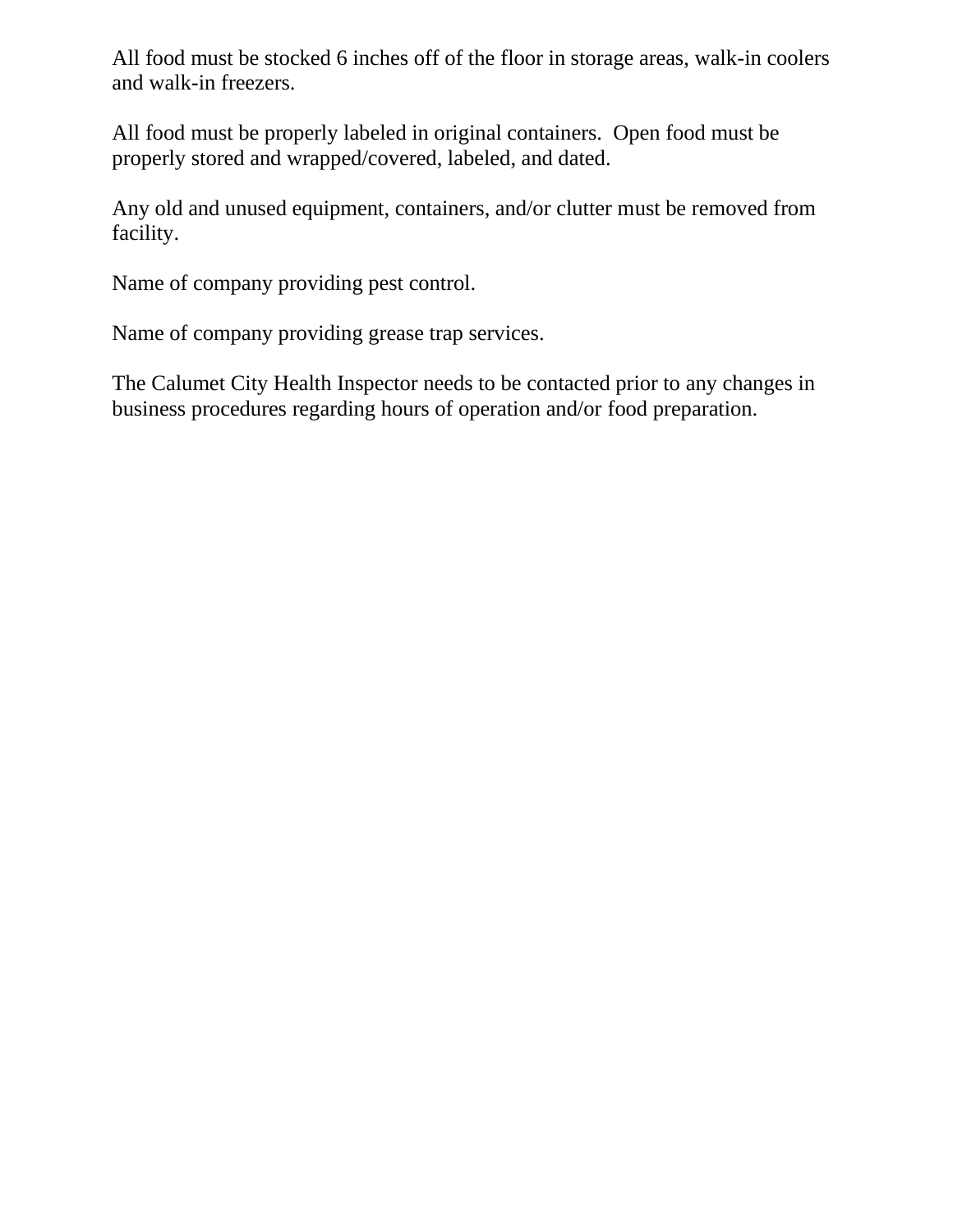All food must be stocked 6 inches off of the floor in storage areas, walk-in coolers and walk-in freezers.

All food must be properly labeled in original containers.  Open food must be properly stored and wrapped/covered, labeled, and dated.

Any old and unused equipment, containers, and/or clutter must be removed from facility.

Name of company providing pest control.

Name of company providing grease trap services.

The Calumet City Health Inspector needs to be contacted prior to any changes in business procedures regarding hours of operation and/or food preparation.